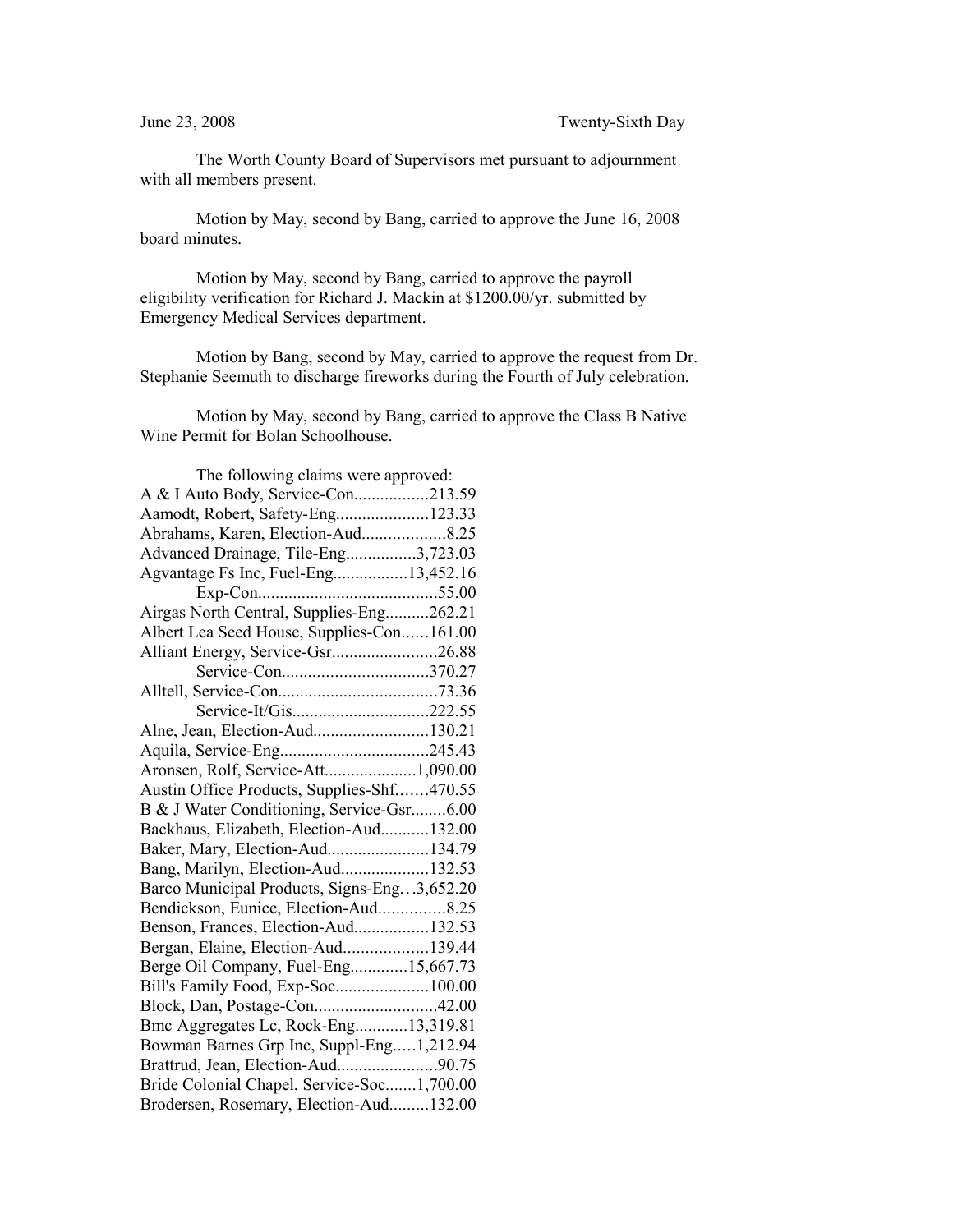June 23, 2008 Twenty-Sixth Day

The Worth County Board of Supervisors met pursuant to adjournment with all members present.

Motion by May, second by Bang, carried to approve the June 16, 2008 board minutes.

Motion by May, second by Bang, carried to approve the payroll eligibility verification for Richard J. Mackin at $1200.00/yr. submitted by Emergency Medical Services department.

Motion by Bang, second by May, carried to approve the request from Dr. Stephanie Seemuth to discharge fireworks during the Fourth of July celebration.

Motion by May, second by Bang, carried to approve the Class B Native Wine Permit for Bolan Schoolhouse.

The following claims were approved:

A & I Auto Body, Service-Con.................213.59
Aamodt, Robert, Safety-Eng.....................123.33
Abrahams, Karen, Election-Aud...................8.25
Advanced Drainage, Tile-Eng................3,723.03
Agvantage Fs Inc, Fuel-Eng.................13,452.16
Exp-Con.........................................55.00
Airgas North Central, Supplies-Eng..........262.21
Albert Lea Seed House, Supplies-Con......161.00
Alliant Energy, Service-Gsr........................26.88
Service-Con.................................370.27
Alltell, Service-Con....................................73.36
Service-It/Gis...............................222.55
Alne, Jean, Election-Aud..........................130.21
Aquila, Service-Eng..................................245.43
Aronsen, Rolf, Service-Att.....................1,090.00
Austin Office Products, Supplies-Shf.......470.55
B & J Water Conditioning, Service-Gsr........6.00
Backhaus, Elizabeth, Election-Aud...........132.00
Baker, Mary, Election-Aud.......................134.79
Bang, Marilyn, Election-Aud....................132.53
Barco Municipal Products, Signs-Eng…3,652.20
Bendickson, Eunice, Election-Aud...............8.25
Benson, Frances, Election-Aud.................132.53
Bergan, Elaine, Election-Aud...................139.44
Berge Oil Company, Fuel-Eng.............15,667.73
Bill's Family Food, Exp-Soc.....................100.00
Block, Dan, Postage-Con............................42.00
Bmc Aggregates Lc, Rock-Eng............13,319.81
Bowman Barnes Grp Inc, Suppl-Eng.....1,212.94
Brattrud, Jean, Election-Aud.......................90.75
Bride Colonial Chapel, Service-Soc.......1,700.00
Brodersen, Rosemary, Election-Aud.........132.00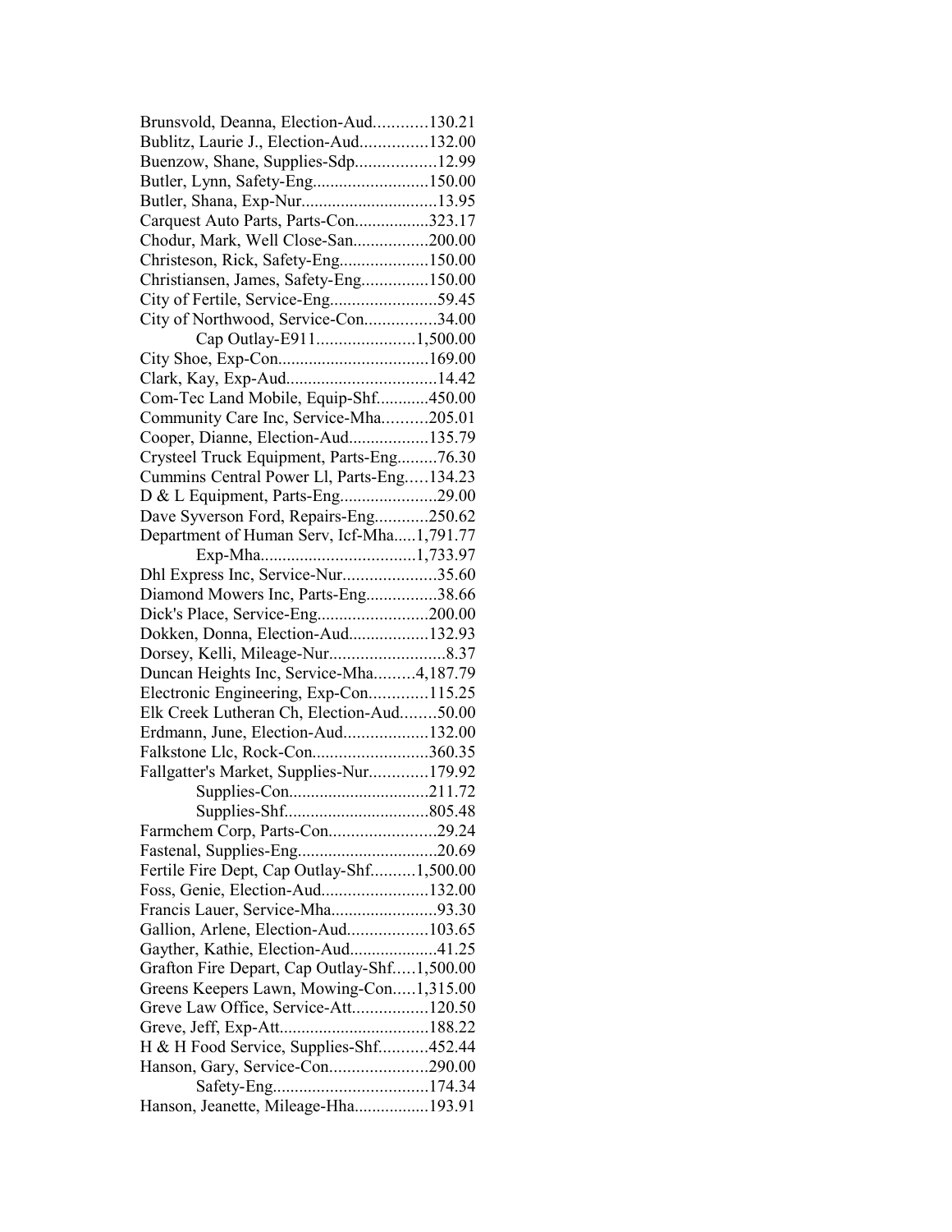Brunsvold, Deanna, Election-Aud............130.21
Bublitz, Laurie J., Election-Aud...............132.00
Buenzow, Shane, Supplies-Sdp..................12.99
Butler, Lynn, Safety-Eng..........................150.00
Butler, Shana, Exp-Nur..............................13.95
Carquest Auto Parts, Parts-Con.................323.17
Chodur, Mark, Well Close-San.................200.00
Christeson, Rick, Safety-Eng....................150.00
Christiansen, James, Safety-Eng...............150.00
City of Fertile, Service-Eng........................59.45
City of Northwood, Service-Con................34.00
Cap Outlay-E911......................1,500.00
City Shoe, Exp-Con.................................169.00
Clark, Kay, Exp-Aud..................................14.42
Com-Tec Land Mobile, Equip-Shf............450.00
Community Care Inc, Service-Mha..........205.01
Cooper, Dianne, Election-Aud..................135.79
Crysteel Truck Equipment, Parts-Eng.........76.30
Cummins Central Power Ll, Parts-Eng.....134.23
D & L Equipment, Parts-Eng......................29.00
Dave Syverson Ford, Repairs-Eng............250.62
Department of Human Serv, Icf-Mha.....1,791.77
Exp-Mha...................................1,733.97
Dhl Express Inc, Service-Nur.....................35.60
Diamond Mowers Inc, Parts-Eng................38.66
Dick's Place, Service-Eng.........................200.00
Dokken, Donna, Election-Aud..................132.93
Dorsey, Kelli, Mileage-Nur..........................8.37
Duncan Heights Inc, Service-Mha.........4,187.79
Electronic Engineering, Exp-Con.............115.25
Elk Creek Lutheran Ch, Election-Aud........50.00
Erdmann, June, Election-Aud...................132.00
Falkstone Llc, Rock-Con..........................360.35
Fallgatter's Market, Supplies-Nur.............179.92
Supplies-Con...............................211.72
Supplies-Shf................................805.48
Farmchem Corp, Parts-Con........................29.24
Fastenal, Supplies-Eng...............................20.69
Fertile Fire Dept, Cap Outlay-Shf..........1,500.00
Foss, Genie, Election-Aud........................132.00
Francis Lauer, Service-Mha........................93.30
Gallion, Arlene, Election-Aud..................103.65
Gayther, Kathie, Election-Aud....................41.25
Grafton Fire Depart, Cap Outlay-Shf.....1,500.00
Greens Keepers Lawn, Mowing-Con.....1,315.00
Greve Law Office, Service-Att.................120.50
Greve, Jeff, Exp-Att.................................188.22
H & H Food Service, Supplies-Shf...........452.44
Hanson, Gary, Service-Con......................290.00
Safety-Eng...................................174.34
Hanson, Jeanette, Mileage-Hha.................193.91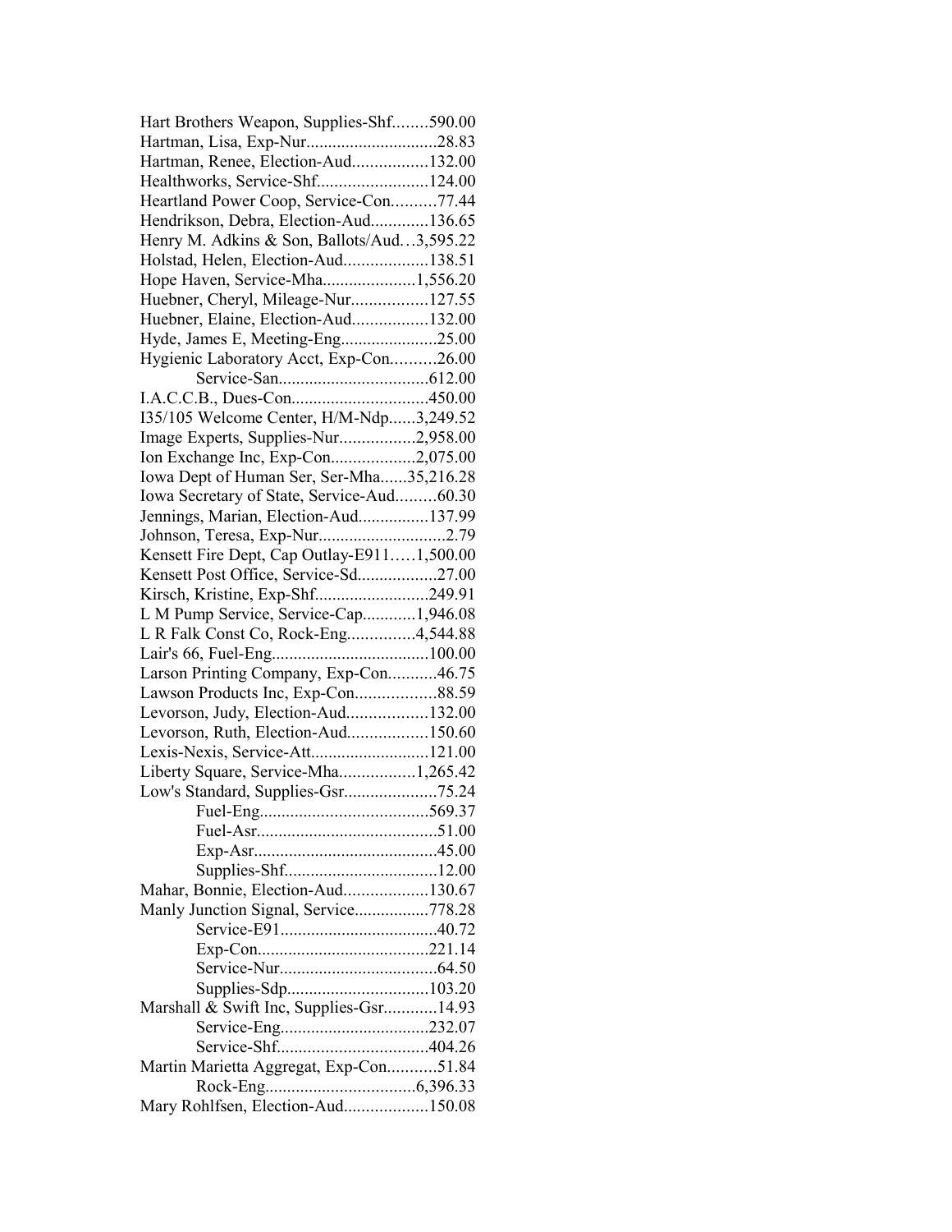Hart Brothers Weapon, Supplies-Shf........590.00
Hartman, Lisa, Exp-Nur.............................28.83
Hartman, Renee, Election-Aud.................132.00
Healthworks, Service-Shf.........................124.00
Heartland Power Coop, Service-Con..........77.44
Hendrikson, Debra, Election-Aud.............136.65
Henry M. Adkins & Son, Ballots/Aud…3,595.22
Holstad, Helen, Election-Aud...................138.51
Hope Haven, Service-Mha.....................1,556.20
Huebner, Cheryl, Mileage-Nur.................127.55
Huebner, Elaine, Election-Aud.................132.00
Hyde, James E, Meeting-Eng......................25.00
Hygienic Laboratory Acct, Exp-Con..........26.00
Service-San..................................612.00
I.A.C.C.B., Dues-Con...............................450.00
I35/105 Welcome Center, H/M-Ndp......3,249.52
Image Experts, Supplies-Nur.................2,958.00
Ion Exchange Inc, Exp-Con...................2,075.00
Iowa Dept of Human Ser, Ser-Mha......35,216.28
Iowa Secretary of State, Service-Aud.........60.30
Jennings, Marian, Election-Aud................137.99
Johnson, Teresa, Exp-Nur.............................2.79
Kensett Fire Dept, Cap Outlay-E911.....1,500.00
Kensett Post Office, Service-Sd..................27.00
Kirsch, Kristine, Exp-Shf..........................249.91
L M Pump Service, Service-Cap............1,946.08
L R Falk Const Co, Rock-Eng...............4,544.88
Lair's 66, Fuel-Eng....................................100.00
Larson Printing Company, Exp-Con...........46.75
Lawson Products Inc, Exp-Con..................88.59
Levorson, Judy, Election-Aud..................132.00
Levorson, Ruth, Election-Aud..................150.60
Lexis-Nexis, Service-Att...........................121.00
Liberty Square, Service-Mha.................1,265.42
Low's Standard, Supplies-Gsr.....................75.24
Fuel-Eng......................................569.37
Fuel-Asr.........................................51.00
Exp-Asr.........................................45.00
Supplies-Shf..................................12.00
Mahar, Bonnie, Election-Aud...................130.67
Manly Junction Signal, Service.................778.28
Service-E91...................................40.72
Exp-Con......................................221.14
Service-Nur...................................64.50
Supplies-Sdp................................103.20
Marshall & Swift Inc, Supplies-Gsr............14.93
Service-Eng.................................232.07
Service-Shf.................................404.26
Martin Marietta Aggregat, Exp-Con...........51.84
Rock-Eng..................................6,396.33
Mary Rohlfsen, Election-Aud...................150.08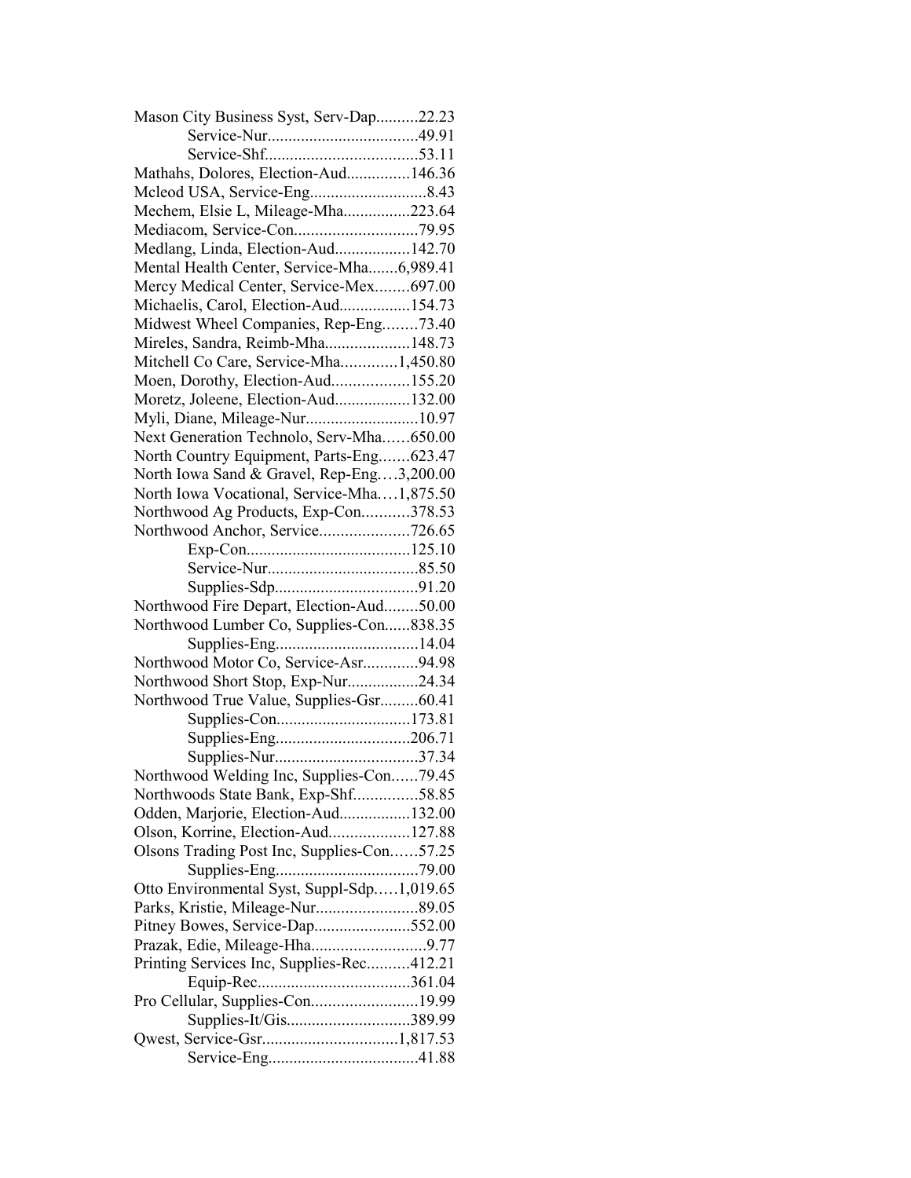Mason City Business Syst, Serv-Dap..........22.23
Service-Nur...................................49.91
Service-Shf....................................53.11
Mathahs, Dolores, Election-Aud...............146.36
Mcleod USA, Service-Eng...........................8.43
Mechem, Elsie L, Mileage-Mha................223.64
Mediacom, Service-Con.............................79.95
Medlang, Linda, Election-Aud..................142.70
Mental Health Center, Service-Mha.......6,989.41
Mercy Medical Center, Service-Mex........697.00
Michaelis, Carol, Election-Aud.................154.73
Midwest Wheel Companies, Rep-Eng........73.40
Mireles, Sandra, Reimb-Mha....................148.73
Mitchell Co Care, Service-Mha.............1,450.80
Moen, Dorothy, Election-Aud..................155.20
Moretz, Joleene, Election-Aud..................132.00
Myli, Diane, Mileage-Nur...........................10.97
Next Generation Technolo, Serv-Mha......650.00
North Country Equipment, Parts-Eng.......623.47
North Iowa Sand & Gravel, Rep-Eng....3,200.00
North Iowa Vocational, Service-Mha....1,875.50
Northwood Ag Products, Exp-Con...........378.53
Northwood Anchor, Service.....................726.65
Exp-Con.......................................125.10
Service-Nur...................................85.50
Supplies-Sdp.................................91.20
Northwood Fire Depart, Election-Aud........50.00
Northwood Lumber Co, Supplies-Con......838.35
Supplies-Eng.................................14.04
Northwood Motor Co, Service-Asr.............94.98
Northwood Short Stop, Exp-Nur.................24.34
Northwood True Value, Supplies-Gsr.........60.41
Supplies-Con................................173.81
Supplies-Eng................................206.71
Supplies-Nur..................................37.34
Northwood Welding Inc, Supplies-Con......79.45
Northwoods State Bank, Exp-Shf...............58.85
Odden, Marjorie, Election-Aud.................132.00
Olson, Korrine, Election-Aud...................127.88
Olsons Trading Post Inc, Supplies-Con......57.25
Supplies-Eng.................................79.00
Otto Environmental Syst, Suppl-Sdp.....1,019.65
Parks, Kristie, Mileage-Nur........................89.05
Pitney Bowes, Service-Dap.......................552.00
Prazak, Edie, Mileage-Hha...........................9.77
Printing Services Inc, Supplies-Rec..........412.21
Equip-Rec....................................361.04
Pro Cellular, Supplies-Con.........................19.99
Supplies-It/Gis.............................389.99
Qwest, Service-Gsr................................1,817.53
Service-Eng...................................41.88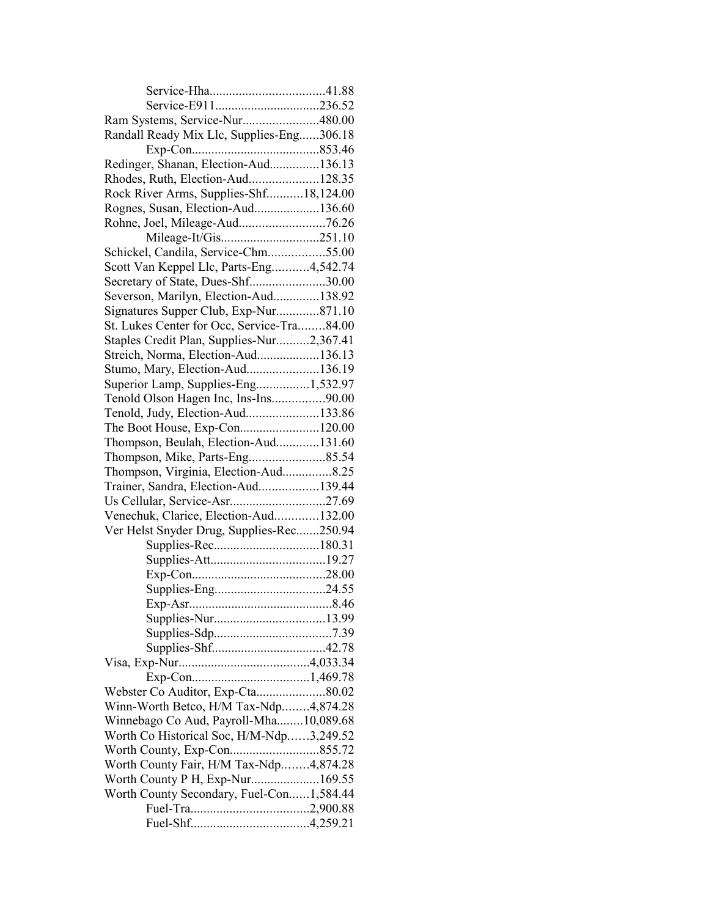Service-Hha....................................41.88
Service-E911................................236.52
Ram Systems, Service-Nur.......................480.00
Randall Ready Mix Llc, Supplies-Eng......306.18
Exp-Con.......................................853.46
Redinger, Shanan, Election-Aud...............136.13
Rhodes, Ruth, Election-Aud.....................128.35
Rock River Arms, Supplies-Shf...........18,124.00
Rognes, Susan, Election-Aud....................136.60
Rohne, Joel, Mileage-Aud..........................76.26
Mileage-It/Gis.............................251.10
Schickel, Candila, Service-Chm.................55.00
Scott Van Keppel Llc, Parts-Eng...........4,542.74
Secretary of State, Dues-Shf.......................30.00
Severson, Marilyn, Election-Aud..............138.92
Signatures Supper Club, Exp-Nur.............871.10
St. Lukes Center for Occ, Service-Tra........84.00
Staples Credit Plan, Supplies-Nur..........2,367.41
Streich, Norma, Election-Aud...................136.13
Stumo, Mary, Election-Aud......................136.19
Superior Lamp, Supplies-Eng................1,532.97
Tenold Olson Hagen Inc, Ins-Ins................90.00
Tenold, Judy, Election-Aud......................133.86
The Boot House, Exp-Con........................120.00
Thompson, Beulah, Election-Aud.............131.60
Thompson, Mike, Parts-Eng.......................85.54
Thompson, Virginia, Election-Aud...............8.25
Trainer, Sandra, Election-Aud..................139.44
Us Cellular, Service-Asr.............................27.69
Venechuk, Clarice, Election-Aud.............132.00
Ver Helst Snyder Drug, Supplies-Rec.......250.94
Supplies-Rec................................180.31
Supplies-Att...................................19.27
Exp-Con.........................................28.00
Supplies-Eng..................................24.55
Exp-Asr............................................8.46
Supplies-Nur..................................13.99
Supplies-Sdp....................................7.39
Supplies-Shf...................................42.78
Visa, Exp-Nur........................................4,033.34
Exp-Con....................................1,469.78
Webster Co Auditor, Exp-Cta.....................80.02
Winn-Worth Betco, H/M Tax-Ndp........4,874.28
Winnebago Co Aud, Payroll-Mha........10,089.68
Worth Co Historical Soc, H/M-Ndp......3,249.52
Worth County, Exp-Con...........................855.72
Worth County Fair, H/M Tax-Ndp........4,874.28
Worth County P H, Exp-Nur.....................169.55
Worth County Secondary, Fuel-Con......1,584.44
Fuel-Tra....................................2,900.88
Fuel-Shf....................................4,259.21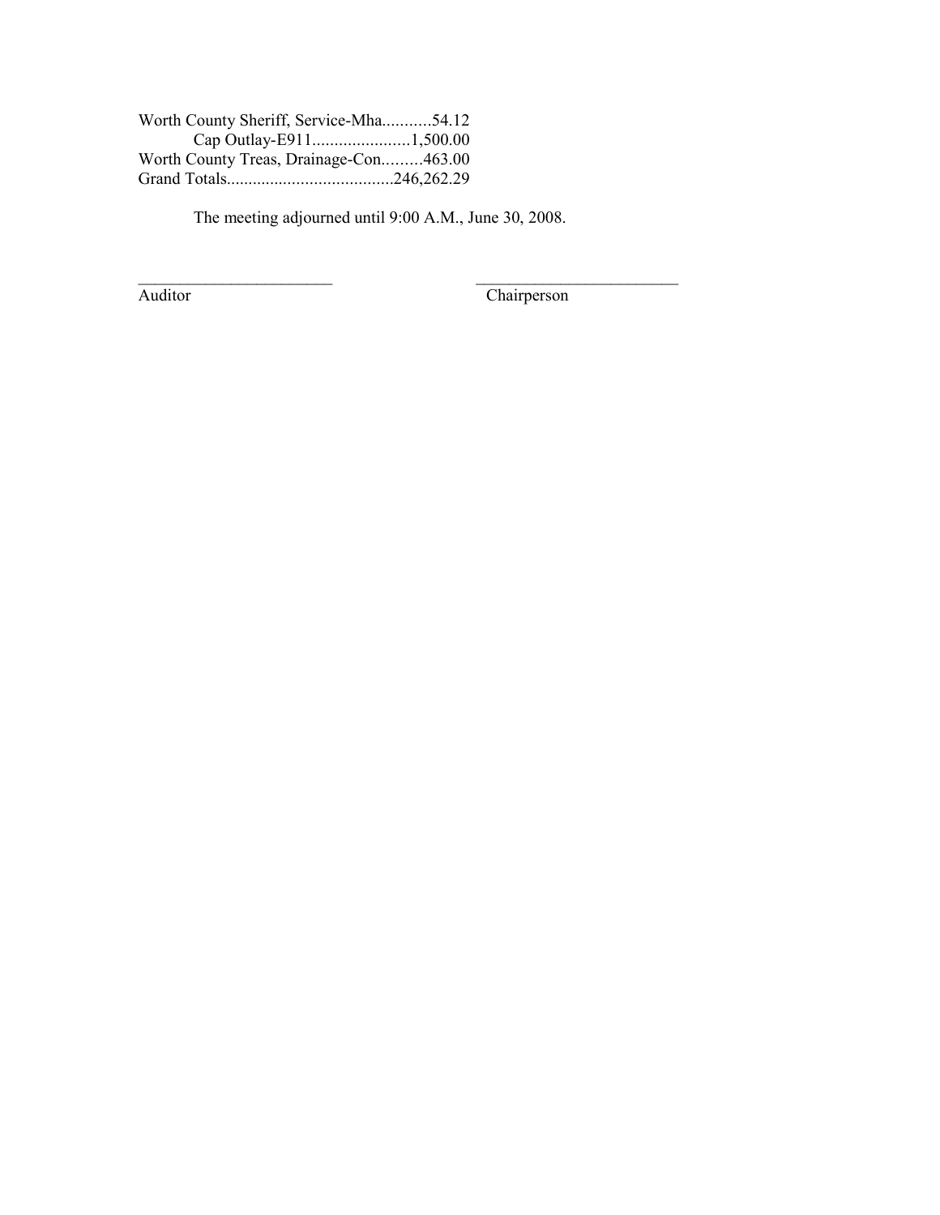Worth County Sheriff, Service-Mha...........54.12
Cap Outlay-E911......................1,500.00
Worth County Treas, Drainage-Con.........463.00
Grand Totals.....................................246,262.29

The meeting adjourned until 9:00 A.M., June 30, 2008.

_______________________ _________________________
Auditor Chairperson